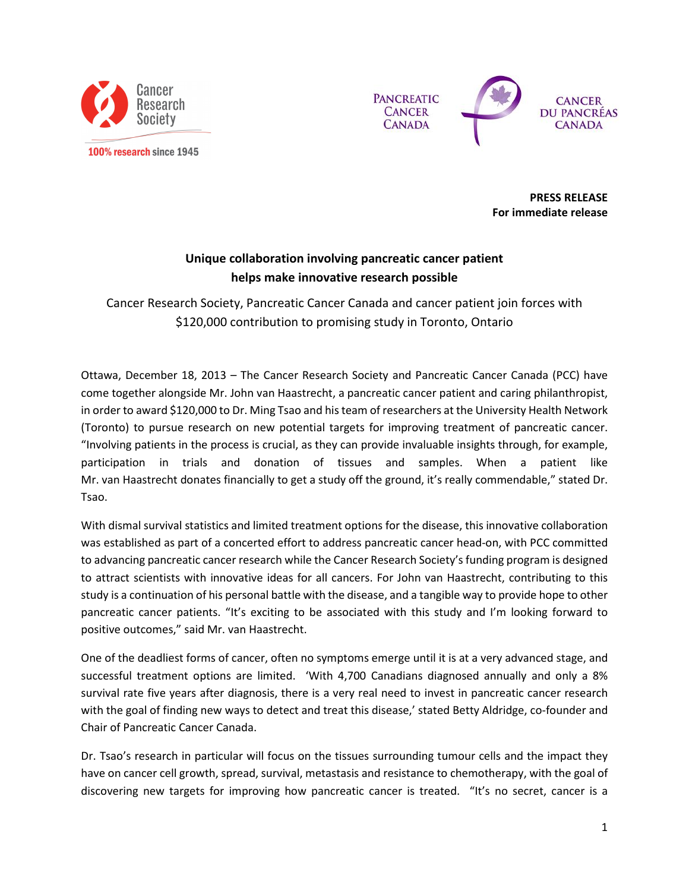Cancer Research Society
100% research since 1945

PANCREATIC CANCER CANADA — CANCER DU PANCRÉAS CANADA

**PRESS RELEASE**
**For immediate release**

## Unique collaboration involving pancreatic cancer patient helps make innovative research possible

Cancer Research Society, Pancreatic Cancer Canada and cancer patient join forces with $120,000 contribution to promising study in Toronto, Ontario

Ottawa, December 18, 2013 – The Cancer Research Society and Pancreatic Cancer Canada (PCC) have come together alongside Mr. John van Haastrecht, a pancreatic cancer patient and caring philanthropist, in order to award $120,000 to Dr. Ming Tsao and his team of researchers at the University Health Network (Toronto) to pursue research on new potential targets for improving treatment of pancreatic cancer. “Involving patients in the process is crucial, as they can provide invaluable insights through, for example, participation in trials and donation of tissues and samples. When a patient like Mr. van Haastrecht donates financially to get a study off the ground, it’s really commendable,” stated Dr. Tsao.

With dismal survival statistics and limited treatment options for the disease, this innovative collaboration was established as part of a concerted effort to address pancreatic cancer head-on, with PCC committed to advancing pancreatic cancer research while the Cancer Research Society’s funding program is designed to attract scientists with innovative ideas for all cancers. For John van Haastrecht, contributing to this study is a continuation of his personal battle with the disease, and a tangible way to provide hope to other pancreatic cancer patients. “It’s exciting to be associated with this study and I’m looking forward to positive outcomes,” said Mr. van Haastrecht.

One of the deadliest forms of cancer, often no symptoms emerge until it is at a very advanced stage, and successful treatment options are limited. ‘With 4,700 Canadians diagnosed annually and only a 8% survival rate five years after diagnosis, there is a very real need to invest in pancreatic cancer research with the goal of finding new ways to detect and treat this disease,’ stated Betty Aldridge, co-founder and Chair of Pancreatic Cancer Canada.

Dr. Tsao’s research in particular will focus on the tissues surrounding tumour cells and the impact they have on cancer cell growth, spread, survival, metastasis and resistance to chemotherapy, with the goal of discovering new targets for improving how pancreatic cancer is treated. “It’s no secret, cancer is a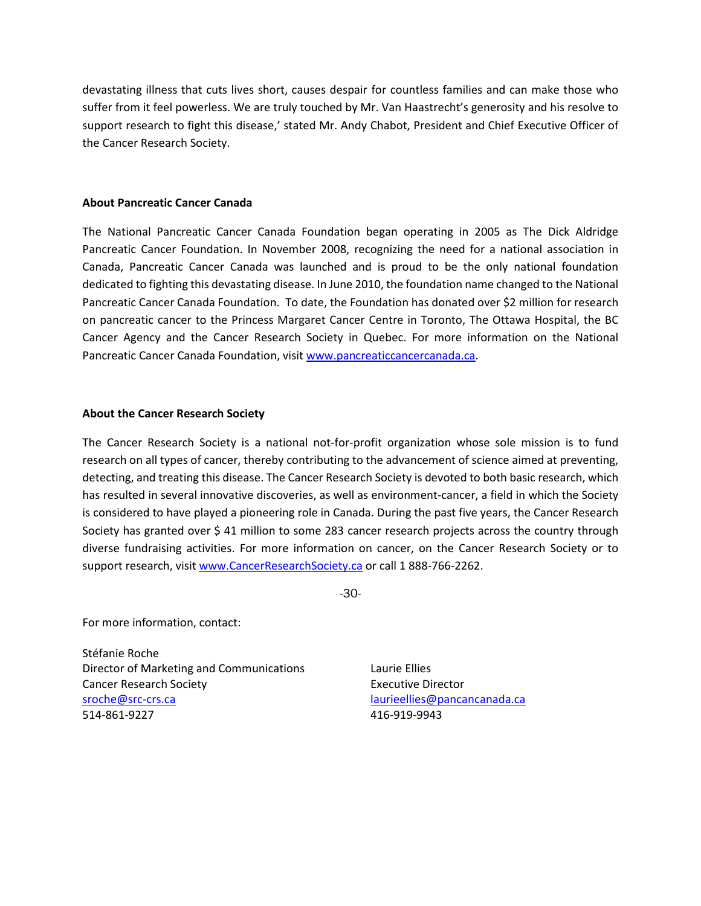devastating illness that cuts lives short, causes despair for countless families and can make those who suffer from it feel powerless. We are truly touched by Mr. Van Haastrecht's generosity and his resolve to support research to fight this disease,' stated Mr. Andy Chabot, President and Chief Executive Officer of the Cancer Research Society.

**About Pancreatic Cancer Canada**

The National Pancreatic Cancer Canada Foundation began operating in 2005 as The Dick Aldridge Pancreatic Cancer Foundation. In November 2008, recognizing the need for a national association in Canada, Pancreatic Cancer Canada was launched and is proud to be the only national foundation dedicated to fighting this devastating disease. In June 2010, the foundation name changed to the National Pancreatic Cancer Canada Foundation. To date, the Foundation has donated over $2 million for research on pancreatic cancer to the Princess Margaret Cancer Centre in Toronto, The Ottawa Hospital, the BC Cancer Agency and the Cancer Research Society in Quebec. For more information on the National Pancreatic Cancer Canada Foundation, visit www.pancreaticcancercanada.ca.

**About the Cancer Research Society**

The Cancer Research Society is a national not-for-profit organization whose sole mission is to fund research on all types of cancer, thereby contributing to the advancement of science aimed at preventing, detecting, and treating this disease. The Cancer Research Society is devoted to both basic research, which has resulted in several innovative discoveries, as well as environment-cancer, a field in which the Society is considered to have played a pioneering role in Canada. During the past five years, the Cancer Research Society has granted over $ 41 million to some 283 cancer research projects across the country through diverse fundraising activities. For more information on cancer, on the Cancer Research Society or to support research, visit www.CancerResearchSociety.ca or call 1 888-766-2262.

-30-

For more information, contact:

Stéfanie Roche
Director of Marketing and Communications
Cancer Research Society
sroche@src-crs.ca
514-861-9227

Laurie Ellies
Executive Director
laurieellies@pancancanada.ca
416-919-9943